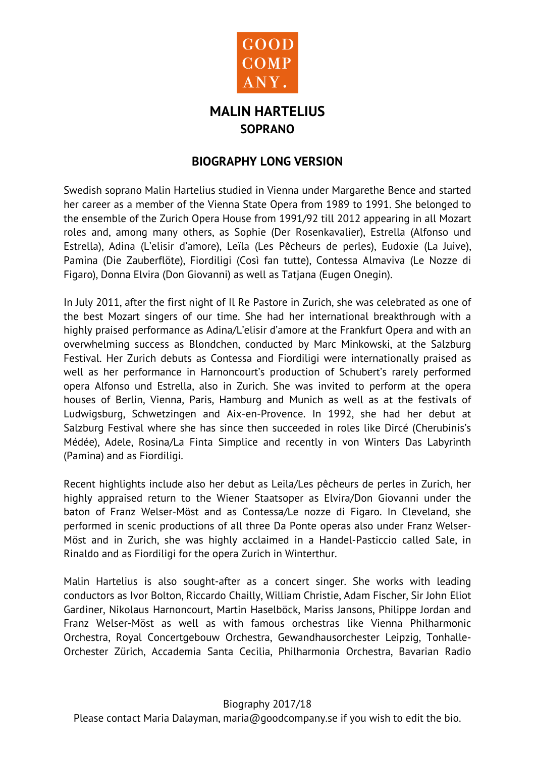GOOD COMP ANY.

# MALIN HARTELIUS

## SOPRANO

## BIOGRAPHY LONG VERSION

Swedish soprano Malin Hartelius studied in Vienna under Margarethe Bence and started her career as a member of the Vienna State Opera from 1989 to 1991. She belonged to the ensemble of the Zurich Opera House from 1991/92 till 2012 appearing in all Mozart roles and, among many others, as Sophie (Der Rosenkavalier), Estrella (Alfonso und Estrella), Adina (L'elisir d'amore), Leïla (Les Pêcheurs de perles), Eudoxie (La Juive), Pamina (Die Zauberflöte), Fiordiligi (Così fan tutte), Contessa Almaviva (Le Nozze di Figaro), Donna Elvira (Don Giovanni) as well as Tatjana (Eugen Onegin).

In July 2011, after the first night of Il Re Pastore in Zurich, she was celebrated as one of the best Mozart singers of our time. She had her international breakthrough with a highly praised performance as Adina/L'elisir d'amore at the Frankfurt Opera and with an overwhelming success as Blondchen, conducted by Marc Minkowski, at the Salzburg Festival. Her Zurich debuts as Contessa and Fiordiligi were internationally praised as well as her performance in Harnoncourt's production of Schubert's rarely performed opera Alfonso und Estrella, also in Zurich. She was invited to perform at the opera houses of Berlin, Vienna, Paris, Hamburg and Munich as well as at the festivals of Ludwigsburg, Schwetzingen and Aix-en-Provence. In 1992, she had her debut at Salzburg Festival where she has since then succeeded in roles like Dircé (Cherubinis's Médée), Adele, Rosina/La Finta Simplice and recently in von Winters Das Labyrinth (Pamina) and as Fiordiligi.

Recent highlights include also her debut as Leila/Les pêcheurs de perles in Zurich, her highly appraised return to the Wiener Staatsoper as Elvira/Don Giovanni under the baton of Franz Welser-Möst and as Contessa/Le nozze di Figaro. In Cleveland, she performed in scenic productions of all three Da Ponte operas also under Franz Welser-Möst and in Zurich, she was highly acclaimed in a Handel-Pasticcio called Sale, in Rinaldo and as Fiordiligi for the opera Zurich in Winterthur.

Malin Hartelius is also sought-after as a concert singer. She works with leading conductors as Ivor Bolton, Riccardo Chailly, William Christie, Adam Fischer, Sir John Eliot Gardiner, Nikolaus Harnoncourt, Martin Haselböck, Mariss Jansons, Philippe Jordan and Franz Welser-Möst as well as with famous orchestras like Vienna Philharmonic Orchestra, Royal Concertgebouw Orchestra, Gewandhausorchester Leipzig, Tonhalle-Orchester Zürich, Accademia Santa Cecilia, Philharmonia Orchestra, Bavarian Radio

Biography 2017/18
Please contact Maria Dalayman, maria@goodcompany.se if you wish to edit the bio.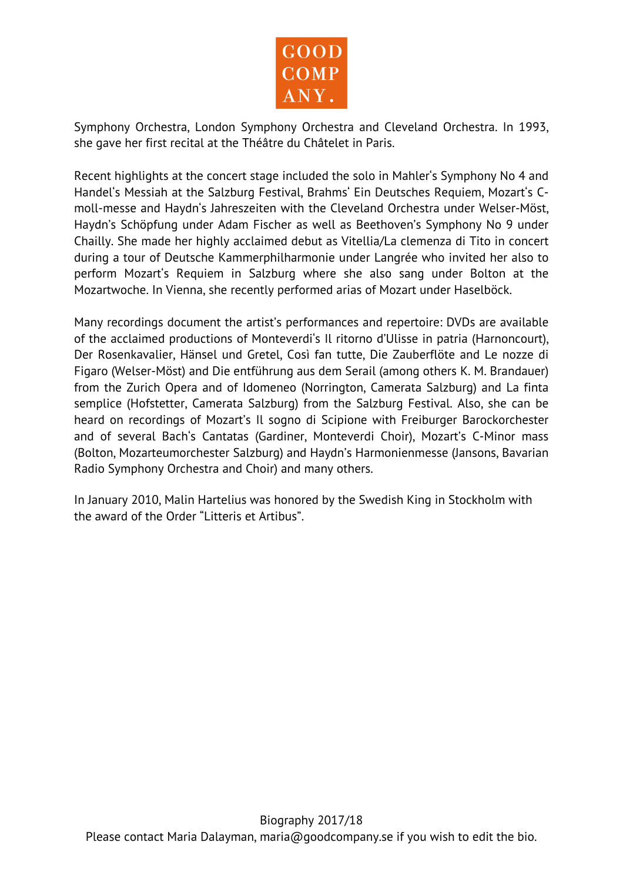Symphony Orchestra, London Symphony Orchestra and Cleveland Orchestra. In 1993, she gave her first recital at the Théâtre du Châtelet in Paris.

Recent highlights at the concert stage included the solo in Mahler's Symphony No 4 and Handel's Messiah at the Salzburg Festival, Brahms' Ein Deutsches Requiem, Mozart's C-moll-messe and Haydn's Jahreszeiten with the Cleveland Orchestra under Welser-Möst, Haydn's Schöpfung under Adam Fischer as well as Beethoven's Symphony No 9 under Chailly. She made her highly acclaimed debut as Vitellia/La clemenza di Tito in concert during a tour of Deutsche Kammerphilharmonie under Langrée who invited her also to perform Mozart's Requiem in Salzburg where she also sang under Bolton at the Mozartwoche. In Vienna, she recently performed arias of Mozart under Haselböck.

Many recordings document the artist's performances and repertoire: DVDs are available of the acclaimed productions of Monteverdi's Il ritorno d'Ulisse in patria (Harnoncourt), Der Rosenkavalier, Hänsel und Gretel, Così fan tutte, Die Zauberflöte and Le nozze di Figaro (Welser-Möst) and Die entführung aus dem Serail (among others K. M. Brandauer) from the Zurich Opera and of Idomeneo (Norrington, Camerata Salzburg) and La finta semplice (Hofstetter, Camerata Salzburg) from the Salzburg Festival. Also, she can be heard on recordings of Mozart's Il sogno di Scipione with Freiburger Barockorchester and of several Bach's Cantatas (Gardiner, Monteverdi Choir), Mozart's C-Minor mass (Bolton, Mozarteumorchester Salzburg) and Haydn's Harmonienmesse (Jansons, Bavarian Radio Symphony Orchestra and Choir) and many others.

In January 2010, Malin Hartelius was honored by the Swedish King in Stockholm with the award of the Order "Litteris et Artibus".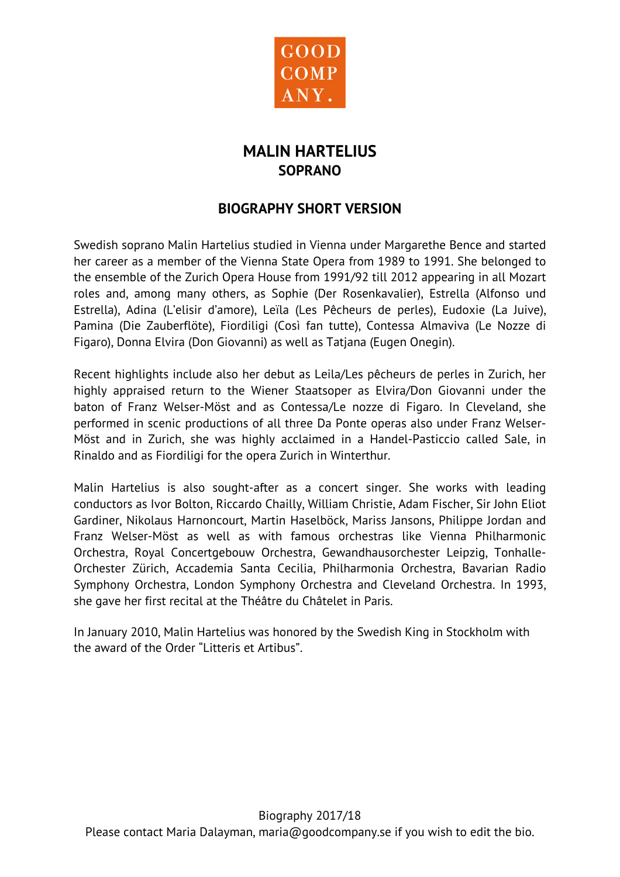GOOD COMP ANY.

# MALIN HARTELIUS
## SOPRANO

## BIOGRAPHY SHORT VERSION

Swedish soprano Malin Hartelius studied in Vienna under Margarethe Bence and started her career as a member of the Vienna State Opera from 1989 to 1991. She belonged to the ensemble of the Zurich Opera House from 1991/92 till 2012 appearing in all Mozart roles and, among many others, as Sophie (Der Rosenkavalier), Estrella (Alfonso und Estrella), Adina (L'elisir d'amore), Leïla (Les Pêcheurs de perles), Eudoxie (La Juive), Pamina (Die Zauberflöte), Fiordiligi (Così fan tutte), Contessa Almaviva (Le Nozze di Figaro), Donna Elvira (Don Giovanni) as well as Tatjana (Eugen Onegin).

Recent highlights include also her debut as Leila/Les pêcheurs de perles in Zurich, her highly appraised return to the Wiener Staatsoper as Elvira/Don Giovanni under the baton of Franz Welser-Möst and as Contessa/Le nozze di Figaro. In Cleveland, she performed in scenic productions of all three Da Ponte operas also under Franz Welser-Möst and in Zurich, she was highly acclaimed in a Handel-Pasticcio called Sale, in Rinaldo and as Fiordiligi for the opera Zurich in Winterthur.

Malin Hartelius is also sought-after as a concert singer. She works with leading conductors as Ivor Bolton, Riccardo Chailly, William Christie, Adam Fischer, Sir John Eliot Gardiner, Nikolaus Harnoncourt, Martin Haselböck, Mariss Jansons, Philippe Jordan and Franz Welser-Möst as well as with famous orchestras like Vienna Philharmonic Orchestra, Royal Concertgebouw Orchestra, Gewandhausorchester Leipzig, Tonhalle-Orchester Zürich, Accademia Santa Cecilia, Philharmonia Orchestra, Bavarian Radio Symphony Orchestra, London Symphony Orchestra and Cleveland Orchestra. In 1993, she gave her first recital at the Théâtre du Châtelet in Paris.

In January 2010, Malin Hartelius was honored by the Swedish King in Stockholm with the award of the Order "Litteris et Artibus".

Biography 2017/18
Please contact Maria Dalayman, maria@goodcompany.se if you wish to edit the bio.